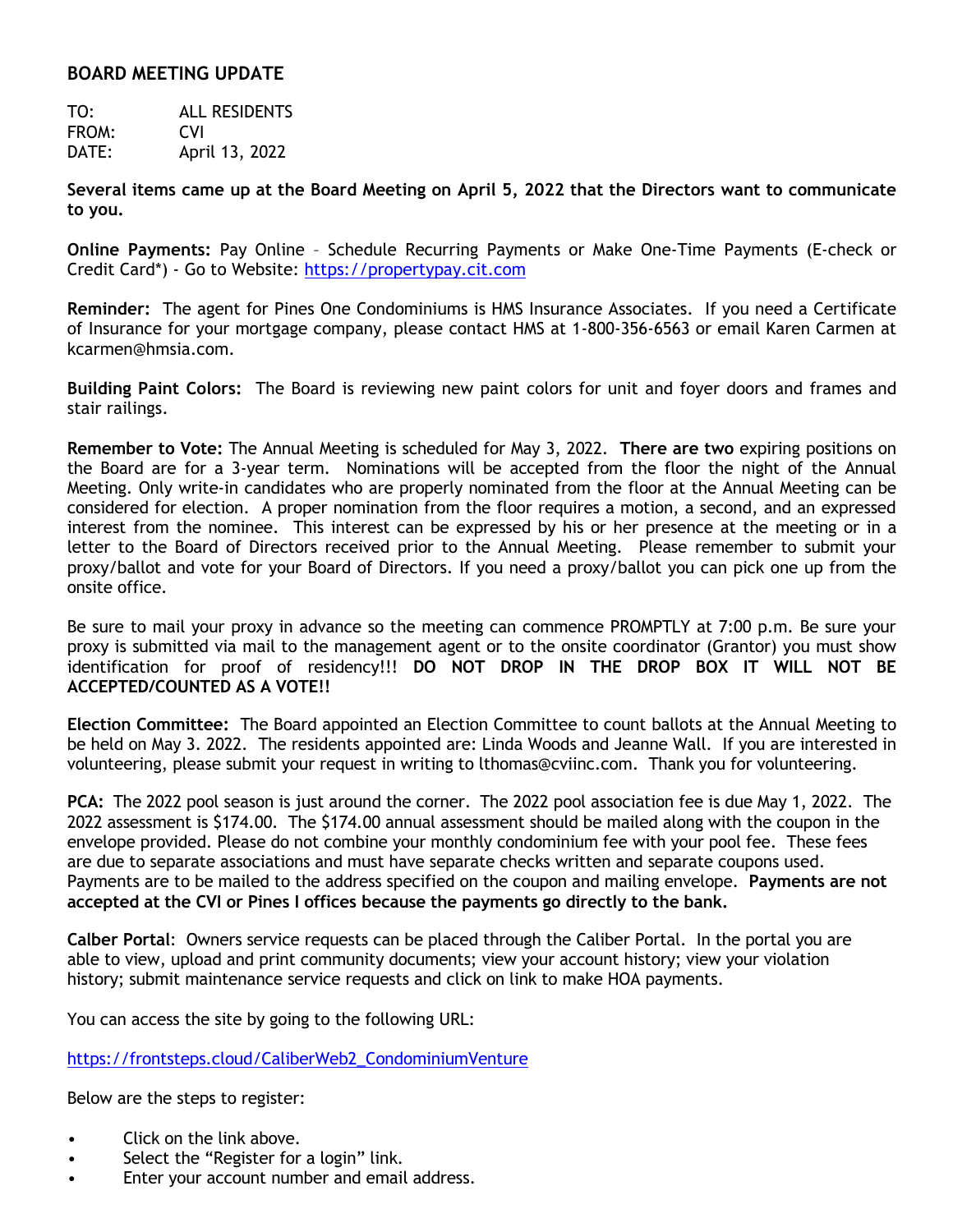## BOARD MEETING UPDATE

TO: ALL RESIDENTS
FROM: CVI
DATE: April 13, 2022

**Several items came up at the Board Meeting on April 5, 2022 that the Directors want to communicate to you.**

**Online Payments:** Pay Online – Schedule Recurring Payments or Make One-Time Payments (E-check or Credit Card*) - Go to Website: https://propertypay.cit.com

**Reminder:** The agent for Pines One Condominiums is HMS Insurance Associates. If you need a Certificate of Insurance for your mortgage company, please contact HMS at 1-800-356-6563 or email Karen Carmen at kcarmen@hmsia.com.

**Building Paint Colors:** The Board is reviewing new paint colors for unit and foyer doors and frames and stair railings.

**Remember to Vote:** The Annual Meeting is scheduled for May 3, 2022. **There are two** expiring positions on the Board are for a 3-year term. Nominations will be accepted from the floor the night of the Annual Meeting. Only write-in candidates who are properly nominated from the floor at the Annual Meeting can be considered for election. A proper nomination from the floor requires a motion, a second, and an expressed interest from the nominee. This interest can be expressed by his or her presence at the meeting or in a letter to the Board of Directors received prior to the Annual Meeting. Please remember to submit your proxy/ballot and vote for your Board of Directors. If you need a proxy/ballot you can pick one up from the onsite office.

Be sure to mail your proxy in advance so the meeting can commence PROMPTLY at 7:00 p.m. Be sure your proxy is submitted via mail to the management agent or to the onsite coordinator (Grantor) you must show identification for proof of residency!!! **DO NOT DROP IN THE DROP BOX IT WILL NOT BE ACCEPTED/COUNTED AS A VOTE!!**

**Election Committee:** The Board appointed an Election Committee to count ballots at the Annual Meeting to be held on May 3. 2022. The residents appointed are: Linda Woods and Jeanne Wall. If you are interested in volunteering, please submit your request in writing to lthomas@cviinc.com. Thank you for volunteering.

**PCA:** The 2022 pool season is just around the corner. The 2022 pool association fee is due May 1, 2022. The 2022 assessment is $174.00. The $174.00 annual assessment should be mailed along with the coupon in the envelope provided. Please do not combine your monthly condominium fee with your pool fee. These fees are due to separate associations and must have separate checks written and separate coupons used. Payments are to be mailed to the address specified on the coupon and mailing envelope. **Payments are not accepted at the CVI or Pines I offices because the payments go directly to the bank.**

**Calber Portal**: Owners service requests can be placed through the Caliber Portal. In the portal you are able to view, upload and print community documents; view your account history; view your violation history; submit maintenance service requests and click on link to make HOA payments.

You can access the site by going to the following URL:

https://frontsteps.cloud/CaliberWeb2_CondominiumVenture

Below are the steps to register:

- Click on the link above.
- Select the "Register for a login" link.
- Enter your account number and email address.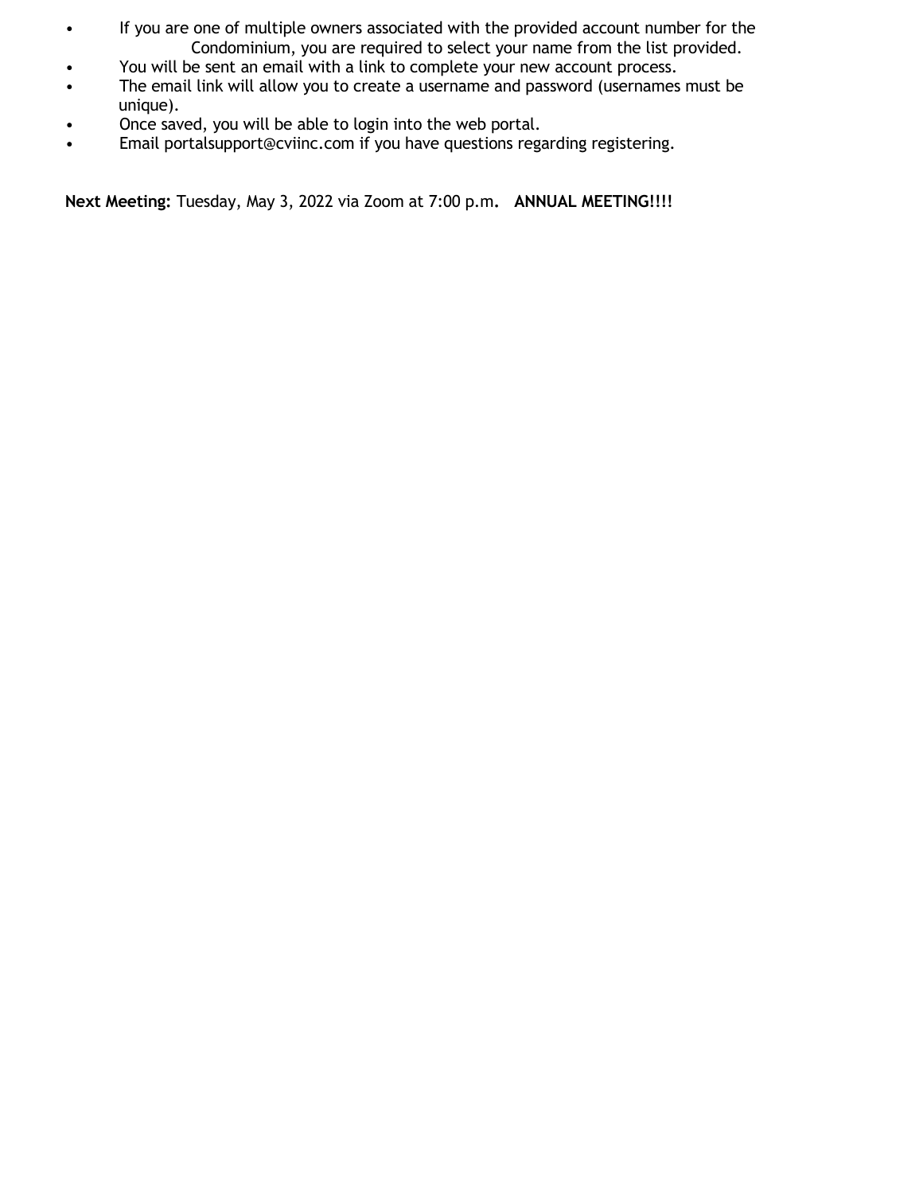- If you are one of multiple owners associated with the provided account number for the Condominium, you are required to select your name from the list provided.
- You will be sent an email with a link to complete your new account process.
- The email link will allow you to create a username and password (usernames must be unique).
- Once saved, you will be able to login into the web portal.
- Email portalsupport@cviinc.com if you have questions regarding registering.

**Next Meeting:** Tuesday, May 3, 2022 via Zoom at 7:00 p.m**.** **ANNUAL MEETING!!!!**